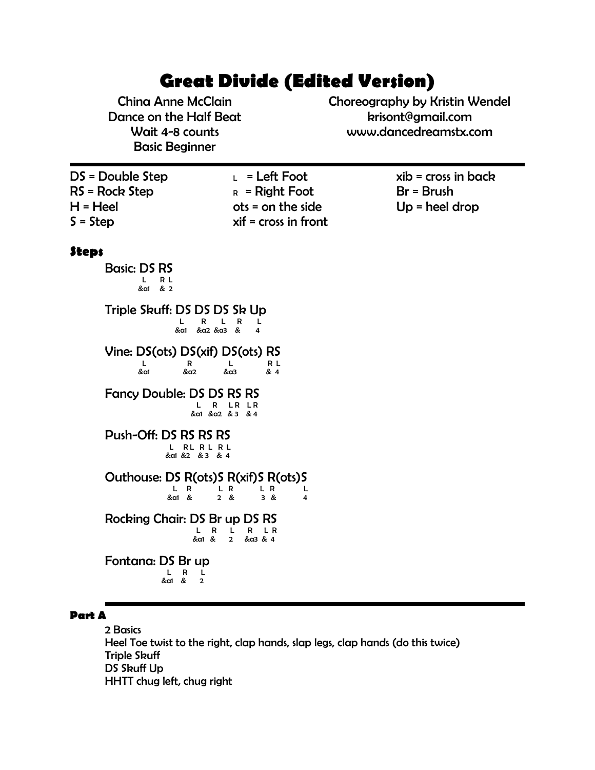# Great Divide (Edited Version)

China Anne McClain
Dance on the Half Beat
Wait 4-8 counts
Basic Beginner

Choreography by Kristin Wendel
krisont@gmail.com
www.dancedreamstx.com

---

| | | |
|---|---|---|
| DS = Double Step | L = Left Foot | xib = cross in back |
| RS = Rock Step | R = Right Foot | Br = Brush |
| H = Heel | ots = on the side | Up = heel drop |
| S = Step | xif = cross in front | |

### Steps

```
Basic: DS RS
        L    R L
       &a1   & 2

Triple Skuff: DS DS DS Sk Up
               L    R   L   R    L
              &a1  &a2 &a3  &    4

Vine: DS(ots) DS(xif) DS(ots) RS
       L        R       L       R L
      &a1      &a2     &a3      & 4

Fancy Double: DS DS RS RS
               L   R  LR  LR
              &a1 &a2 & 3 & 4

Push-Off: DS RS RS RS
           L  RL  R L  R L
          &a1 &2  & 3  & 4

Outhouse: DS R(ots)S R(xif)S R(ots)S
           L  R        L R     L R      L
          &a1 &        2 &     3 &      4

Rocking Chair: DS Br up DS RS
                L  R  L   R  L R
               &a1 &  2  &a3 & 4

Fontana: DS Br up
          L  R  L
         &a1 &  2
```

---

### Part A

2 Basics
Heel Toe twist to the right, clap hands, slap legs, clap hands (do this twice)
Triple Skuff
DS Skuff Up
HHTT chug left, chug right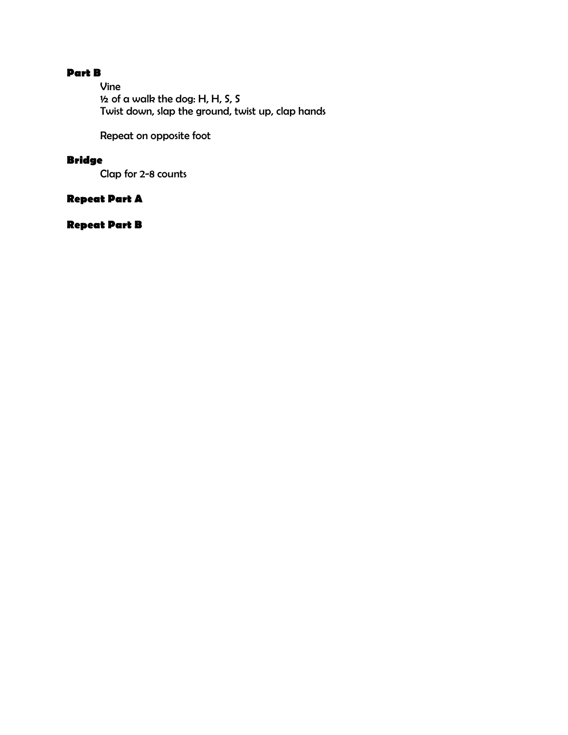**Part B**

Vine
½ of a walk the dog: H, H, S, S
Twist down, slap the ground, twist up, clap hands

Repeat on opposite foot

**Bridge**

Clap for 2-8 counts

**Repeat Part A**

**Repeat Part B**